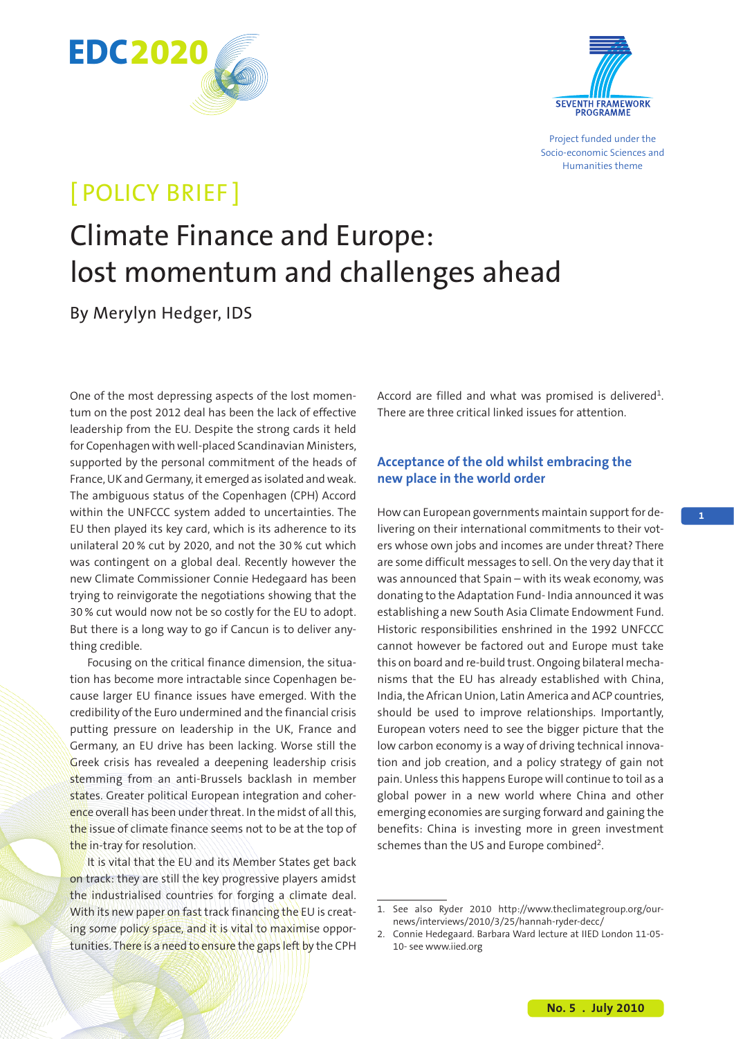EDC2020

SEVENTH FRAMEWORK PROGRAMME

Project funded under the Socio-economic Sciences and Humanities theme

[ POLICY BRIEF ]

# Climate Finance and Europe: lost momentum and challenges ahead

By Merylyn Hedger, IDS

One of the most depressing aspects of the lost momentum on the post 2012 deal has been the lack of effective leadership from the EU. Despite the strong cards it held for Copenhagen with well-placed Scandinavian Ministers, supported by the personal commitment of the heads of France, UK and Germany, it emerged as isolated and weak. The ambiguous status of the Copenhagen (CPH) Accord within the UNFCCC system added to uncertainties. The EU then played its key card, which is its adherence to its unilateral 20 % cut by 2020, and not the 30 % cut which was contingent on a global deal. Recently however the new Climate Commissioner Connie Hedegaard has been trying to reinvigorate the negotiations showing that the 30 % cut would now not be so costly for the EU to adopt. But there is a long way to go if Cancun is to deliver anything credible.

Focusing on the critical finance dimension, the situation has become more intractable since Copenhagen because larger EU finance issues have emerged. With the credibility of the Euro undermined and the financial crisis putting pressure on leadership in the UK, France and Germany, an EU drive has been lacking. Worse still the Greek crisis has revealed a deepening leadership crisis stemming from an anti-Brussels backlash in member states. Greater political European integration and coherence overall has been under threat. In the midst of all this, the issue of climate finance seems not to be at the top of the in-tray for resolution.

It is vital that the EU and its Member States get back on track: they are still the key progressive players amidst the industrialised countries for forging a climate deal. With its new paper on fast track financing the EU is creating some policy space, and it is vital to maximise opportunities. There is a need to ensure the gaps left by the CPH Accord are filled and what was promised is delivered[1]. There are three critical linked issues for attention.

## Acceptance of the old whilst embracing the new place in the world order

How can European governments maintain support for delivering on their international commitments to their voters whose own jobs and incomes are under threat? There are some difficult messages to sell. On the very day that it was announced that Spain – with its weak economy, was donating to the Adaptation Fund- India announced it was establishing a new South Asia Climate Endowment Fund. Historic responsibilities enshrined in the 1992 UNFCCC cannot however be factored out and Europe must take this on board and re-build trust. Ongoing bilateral mechanisms that the EU has already established with China, India, the African Union, Latin America and ACP countries, should be used to improve relationships. Importantly, European voters need to see the bigger picture that the low carbon economy is a way of driving technical innovation and job creation, and a policy strategy of gain not pain. Unless this happens Europe will continue to toil as a global power in a new world where China and other emerging economies are surging forward and gaining the benefits: China is investing more in green investment schemes than the US and Europe combined[2].

1. See also Ryder 2010 http://www.theclimategroup.org/our-news/interviews/2010/3/25/hannah-ryder-decc/
2. Connie Hedegaard. Barbara Ward lecture at IIED London 11-05-10- see www.iied.org

No. 5 . July 2010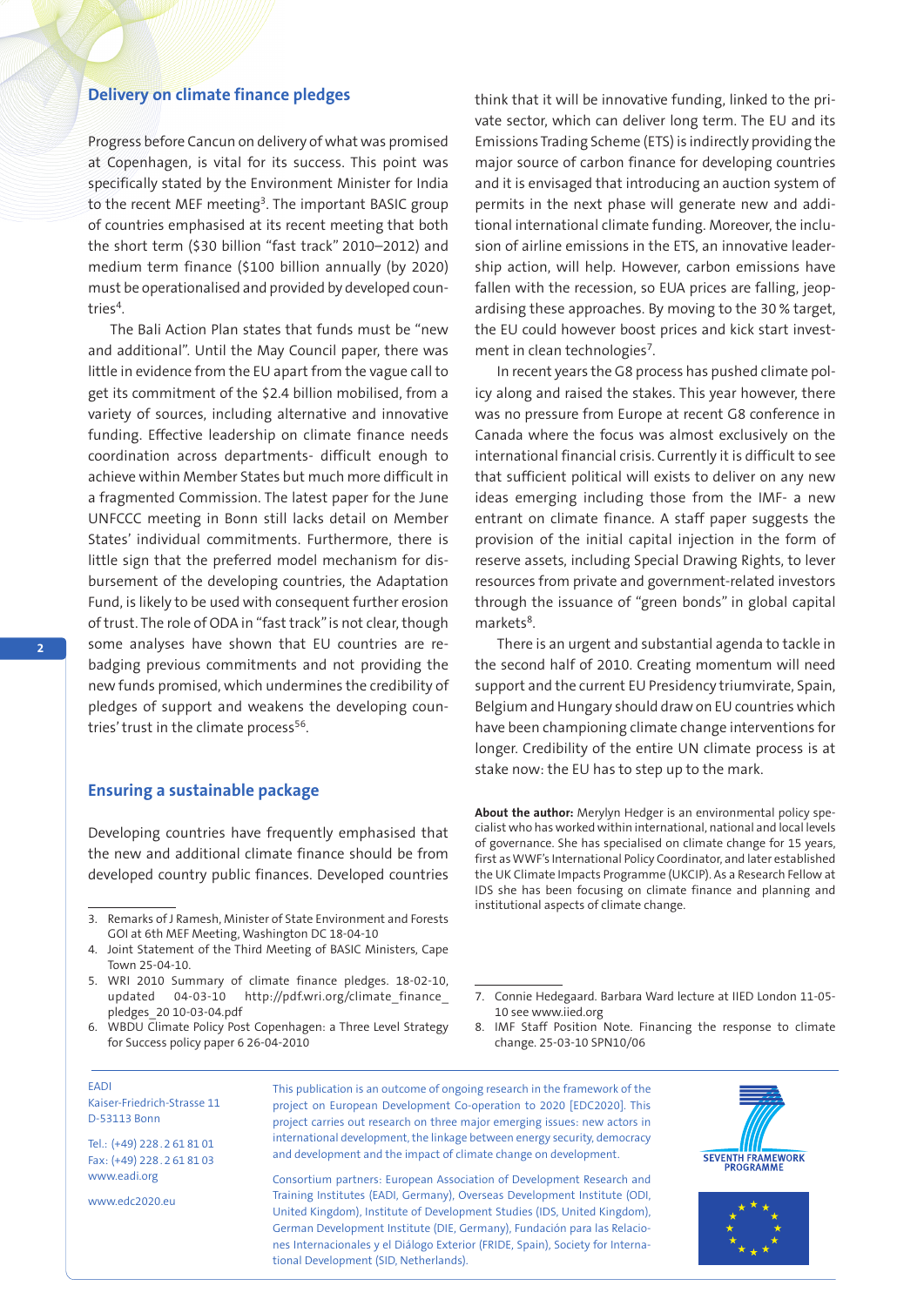## Delivery on climate finance pledges

Progress before Cancun on delivery of what was promised at Copenhagen, is vital for its success. This point was specifically stated by the Environment Minister for India to the recent MEF meeting[3]. The important BASIC group of countries emphasised at its recent meeting that both the short term ($30 billion "fast track" 2010–2012) and medium term finance ($100 billion annually (by 2020) must be operationalised and provided by developed countries[4].

The Bali Action Plan states that funds must be "new and additional". Until the May Council paper, there was little in evidence from the EU apart from the vague call to get its commitment of the $2.4 billion mobilised, from a variety of sources, including alternative and innovative funding. Effective leadership on climate finance needs coordination across departments- difficult enough to achieve within Member States but much more difficult in a fragmented Commission. The latest paper for the June UNFCCC meeting in Bonn still lacks detail on Member States' individual commitments. Furthermore, there is little sign that the preferred model mechanism for disbursement of the developing countries, the Adaptation Fund, is likely to be used with consequent further erosion of trust. The role of ODA in "fast track" is not clear, though some analyses have shown that EU countries are re-badging previous commitments and not providing the new funds promised, which undermines the credibility of pledges of support and weakens the developing countries' trust in the climate process[5,6].

## Ensuring a sustainable package

Developing countries have frequently emphasised that the new and additional climate finance should be from developed country public finances. Developed countries think that it will be innovative funding, linked to the private sector, which can deliver long term. The EU and its Emissions Trading Scheme (ETS) is indirectly providing the major source of carbon finance for developing countries and it is envisaged that introducing an auction system of permits in the next phase will generate new and additional international climate funding. Moreover, the inclusion of airline emissions in the ETS, an innovative leadership action, will help. However, carbon emissions have fallen with the recession, so EUA prices are falling, jeopardising these approaches. By moving to the 30 % target, the EU could however boost prices and kick start investment in clean technologies[7].

In recent years the G8 process has pushed climate policy along and raised the stakes. This year however, there was no pressure from Europe at recent G8 conference in Canada where the focus was almost exclusively on the international financial crisis. Currently it is difficult to see that sufficient political will exists to deliver on any new ideas emerging including those from the IMF- a new entrant on climate finance. A staff paper suggests the provision of the initial capital injection in the form of reserve assets, including Special Drawing Rights, to lever resources from private and government-related investors through the issuance of "green bonds" in global capital markets[8].

There is an urgent and substantial agenda to tackle in the second half of 2010. Creating momentum will need support and the current EU Presidency triumvirate, Spain, Belgium and Hungary should draw on EU countries which have been championing climate change interventions for longer. Credibility of the entire UN climate process is at stake now: the EU has to step up to the mark.

**About the author:** Merylyn Hedger is an environmental policy specialist who has worked within international, national and local levels of governance. She has specialised on climate change for 15 years, first as WWF's International Policy Coordinator, and later established the UK Climate Impacts Programme (UKCIP). As a Research Fellow at IDS she has been focusing on climate finance and planning and institutional aspects of climate change.

---

3. Remarks of J Ramesh, Minister of State Environment and Forests GOI at 6th MEF Meeting, Washington DC 18-04-10
4. Joint Statement of the Third Meeting of BASIC Ministers, Cape Town 25-04-10.
5. WRI 2010 Summary of climate finance pledges. 18-02-10, updated 04-03-10 http://pdf.wri.org/climate_finance_pledges_20 10-03-04.pdf
6. WBDU Climate Policy Post Copenhagen: a Three Level Strategy for Success policy paper 6 26-04-2010
7. Connie Hedegaard. Barbara Ward lecture at IIED London 11-05-10 see www.iied.org
8. IMF Staff Position Note. Financing the response to climate change. 25-03-10 SPN10/06

---

EADI
Kaiser-Friedrich-Strasse 11
D-53113 Bonn

Tel.: (+49) 228 . 2 61 81 01
Fax: (+49) 228 . 2 61 81 03
www.eadi.org

www.edc2020.eu

This publication is an outcome of ongoing research in the framework of the project on European Development Co-operation to 2020 [EDC2020]. This project carries out research on three major emerging issues: new actors in international development, the linkage between energy security, democracy and development and the impact of climate change on development.

Consortium partners: European Association of Development Research and Training Institutes (EADI, Germany), Overseas Development Institute (ODI, United Kingdom), Institute of Development Studies (IDS, United Kingdom), German Development Institute (DIE, Germany), Fundación para las Relaciones Internacionales y el Diálogo Exterior (FRIDE, Spain), Society for International Development (SID, Netherlands).

SEVENTH FRAMEWORK PROGRAMME